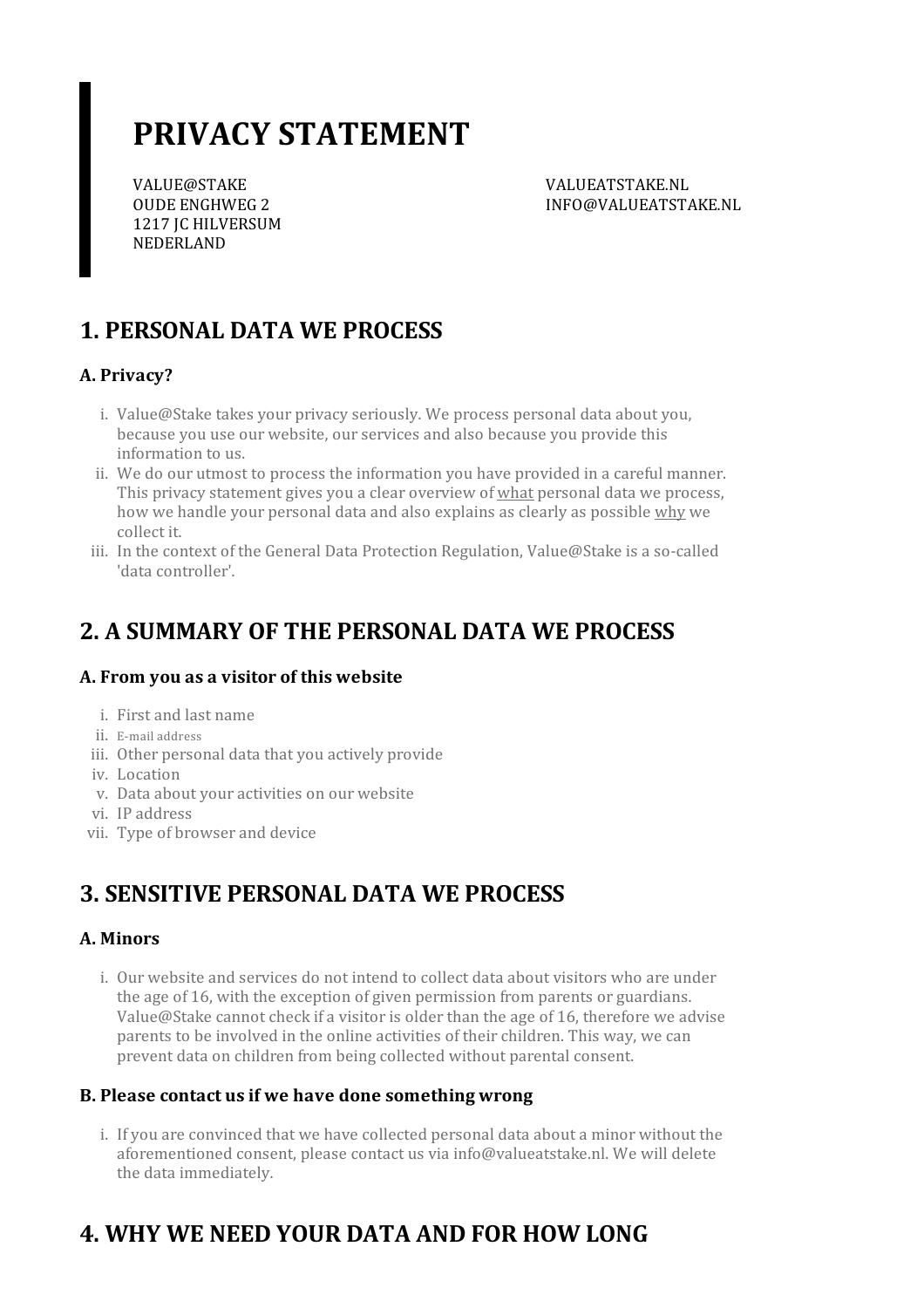# PRIVACY STATEMENT

VALUE@STAKE
OUDE ENGHWEG 2
1217 JC HILVERSUM
NEDERLAND

VALUEATSTAKE.NL
INFO@VALUEATSTAKE.NL

## 1. PERSONAL DATA WE PROCESS

### A. Privacy?

i. Value@Stake takes your privacy seriously. We process personal data about you, because you use our website, our services and also because you provide this information to us.
ii. We do our utmost to process the information you have provided in a careful manner. This privacy statement gives you a clear overview of what personal data we process, how we handle your personal data and also explains as clearly as possible why we collect it.
iii. In the context of the General Data Protection Regulation, Value@Stake is a so-called 'data controller'.

## 2. A SUMMARY OF THE PERSONAL DATA WE PROCESS

### A. From you as a visitor of this website

i. First and last name
ii. E-mail address
iii. Other personal data that you actively provide
iv. Location
v. Data about your activities on our website
vi. IP address
vii. Type of browser and device

## 3. SENSITIVE PERSONAL DATA WE PROCESS

### A. Minors

i. Our website and services do not intend to collect data about visitors who are under the age of 16, with the exception of given permission from parents or guardians. Value@Stake cannot check if a visitor is older than the age of 16, therefore we advise parents to be involved in the online activities of their children. This way, we can prevent data on children from being collected without parental consent.

### B. Please contact us if we have done something wrong

i. If you are convinced that we have collected personal data about a minor without the aforementioned consent, please contact us via info@valueatstake.nl. We will delete the data immediately.

## 4. WHY WE NEED YOUR DATA AND FOR HOW LONG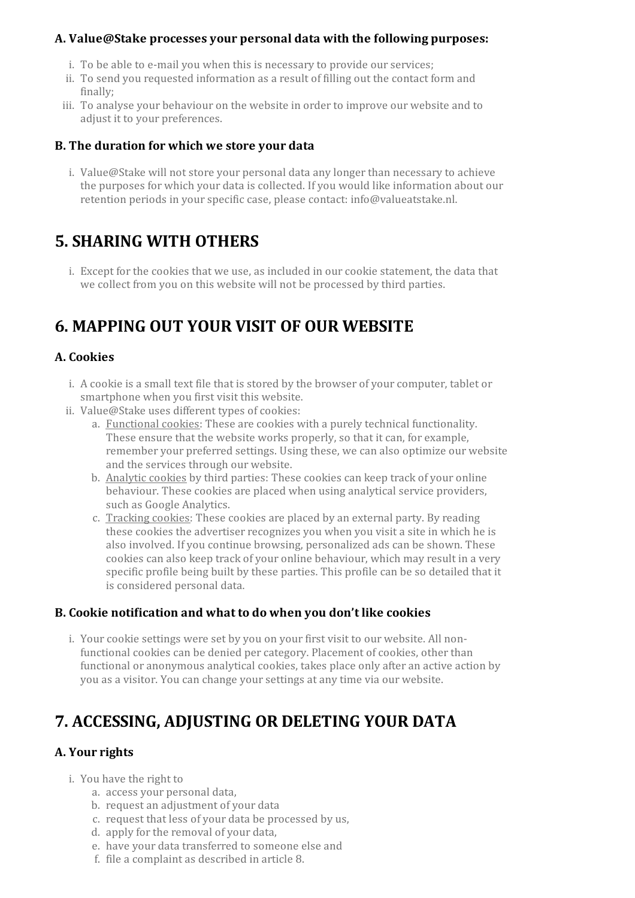### A. Value@Stake processes your personal data with the following purposes:

i. To be able to e-mail you when this is necessary to provide our services;
ii. To send you requested information as a result of filling out the contact form and finally;
iii. To analyse your behaviour on the website in order to improve our website and to adjust it to your preferences.

### B. The duration for which we store your data

i. Value@Stake will not store your personal data any longer than necessary to achieve the purposes for which your data is collected. If you would like information about our retention periods in your specific case, please contact: info@valueatstake.nl.

## 5. SHARING WITH OTHERS

i. Except for the cookies that we use, as included in our cookie statement, the data that we collect from you on this website will not be processed by third parties.

## 6. MAPPING OUT YOUR VISIT OF OUR WEBSITE

### A. Cookies

i. A cookie is a small text file that is stored by the browser of your computer, tablet or smartphone when you first visit this website.
ii. Value@Stake uses different types of cookies:
   a. Functional cookies: These are cookies with a purely technical functionality. These ensure that the website works properly, so that it can, for example, remember your preferred settings. Using these, we can also optimize our website and the services through our website.
   b. Analytic cookies by third parties: These cookies can keep track of your online behaviour. These cookies are placed when using analytical service providers, such as Google Analytics.
   c. Tracking cookies: These cookies are placed by an external party. By reading these cookies the advertiser recognizes you when you visit a site in which he is also involved. If you continue browsing, personalized ads can be shown. These cookies can also keep track of your online behaviour, which may result in a very specific profile being built by these parties. This profile can be so detailed that it is considered personal data.

### B. Cookie notification and what to do when you don't like cookies

i. Your cookie settings were set by you on your first visit to our website. All non-functional cookies can be denied per category. Placement of cookies, other than functional or anonymous analytical cookies, takes place only after an active action by you as a visitor. You can change your settings at any time via our website.

## 7. ACCESSING, ADJUSTING OR DELETING YOUR DATA

### A. Your rights

i. You have the right to
   a. access your personal data,
   b. request an adjustment of your data
   c. request that less of your data be processed by us,
   d. apply for the removal of your data,
   e. have your data transferred to someone else and
   f. file a complaint as described in article 8.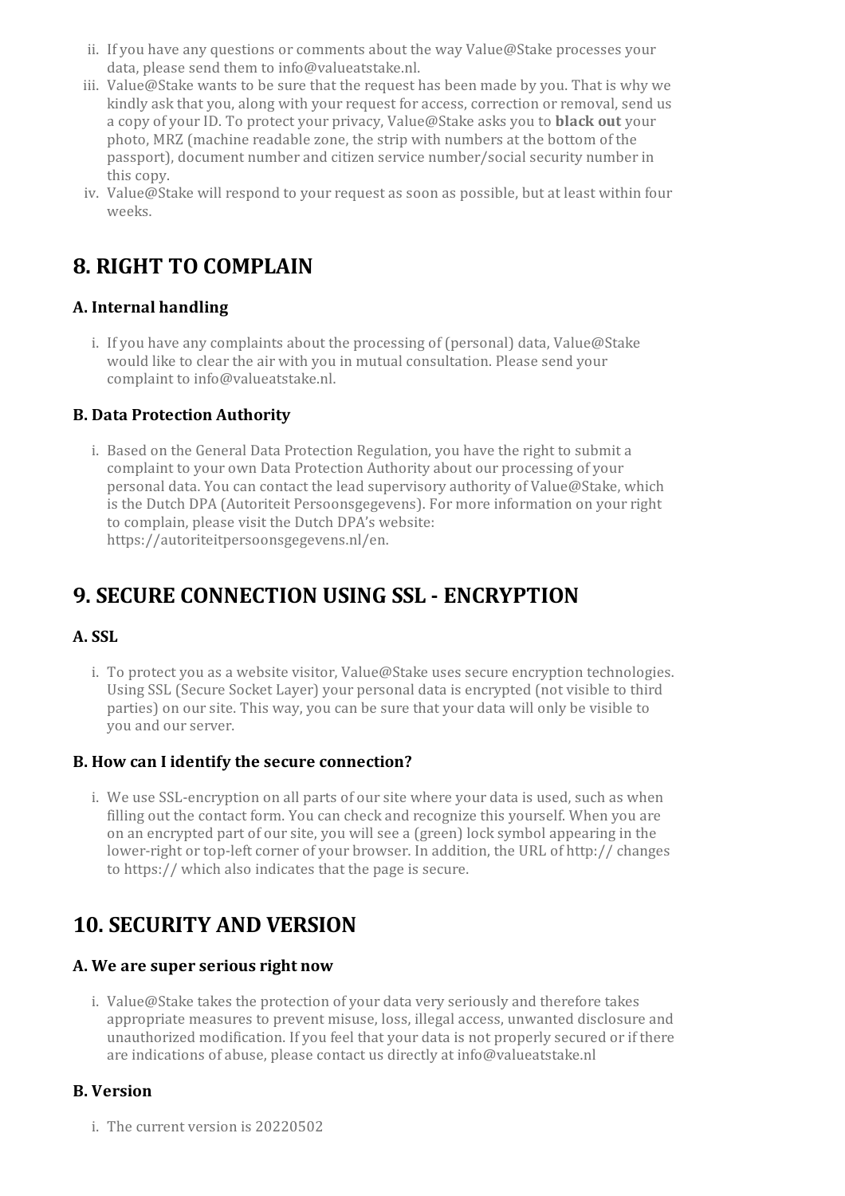ii. If you have any questions or comments about the way Value@Stake processes your data, please send them to info@valueatstake.nl.

iii. Value@Stake wants to be sure that the request has been made by you. That is why we kindly ask that you, along with your request for access, correction or removal, send us a copy of your ID. To protect your privacy, Value@Stake asks you to **black out** your photo, MRZ (machine readable zone, the strip with numbers at the bottom of the passport), document number and citizen service number/social security number in this copy.

iv. Value@Stake will respond to your request as soon as possible, but at least within four weeks.

## 8. RIGHT TO COMPLAIN

### A. Internal handling

i. If you have any complaints about the processing of (personal) data, Value@Stake would like to clear the air with you in mutual consultation. Please send your complaint to info@valueatstake.nl.

### B. Data Protection Authority

i. Based on the General Data Protection Regulation, you have the right to submit a complaint to your own Data Protection Authority about our processing of your personal data. You can contact the lead supervisory authority of Value@Stake, which is the Dutch DPA (Autoriteit Persoonsgegevens). For more information on your right to complain, please visit the Dutch DPA's website: https://autoriteitpersoonsgegevens.nl/en.

## 9. SECURE CONNECTION USING SSL - ENCRYPTION

### A. SSL

i. To protect you as a website visitor, Value@Stake uses secure encryption technologies. Using SSL (Secure Socket Layer) your personal data is encrypted (not visible to third parties) on our site. This way, you can be sure that your data will only be visible to you and our server.

### B. How can I identify the secure connection?

i. We use SSL-encryption on all parts of our site where your data is used, such as when filling out the contact form. You can check and recognize this yourself. When you are on an encrypted part of our site, you will see a (green) lock symbol appearing in the lower-right or top-left corner of your browser. In addition, the URL of http:// changes to https:// which also indicates that the page is secure.

## 10. SECURITY AND VERSION

### A. We are super serious right now

i. Value@Stake takes the protection of your data very seriously and therefore takes appropriate measures to prevent misuse, loss, illegal access, unwanted disclosure and unauthorized modification. If you feel that your data is not properly secured or if there are indications of abuse, please contact us directly at info@valueatstake.nl

### B. Version

i. The current version is 20220502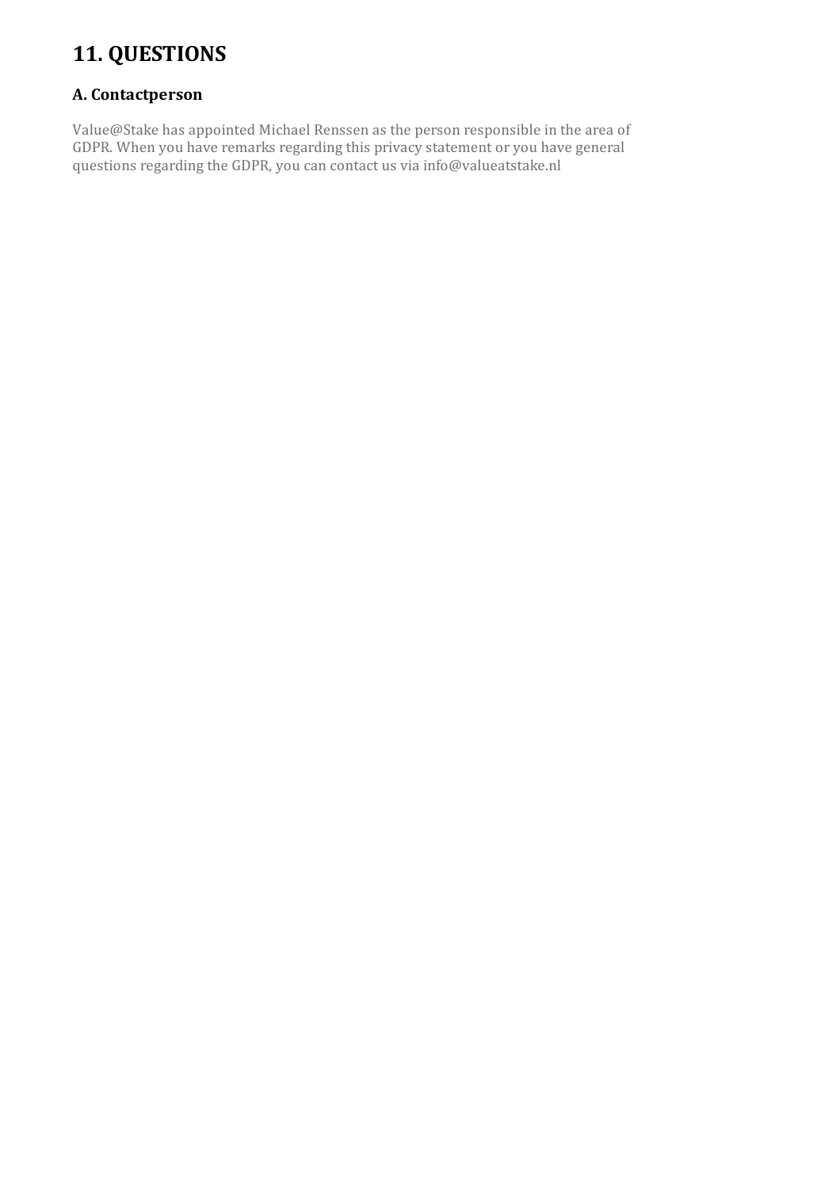## 11. QUESTIONS

### A. Contactperson

Value@Stake has appointed Michael Renssen as the person responsible in the area of GDPR. When you have remarks regarding this privacy statement or you have general questions regarding the GDPR, you can contact us via info@valueatstake.nl